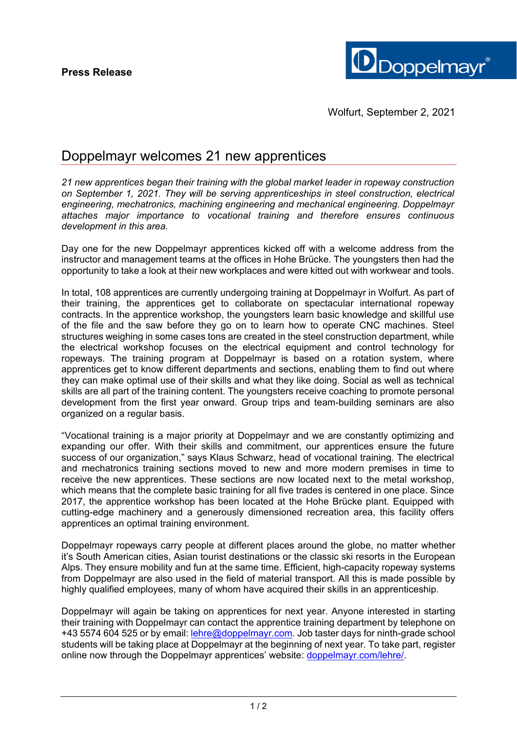**Press Release**

Wolfurt, September 2, 2021

# Doppelmayr welcomes 21 new apprentices

*21 new apprentices began their training with the global market leader in ropeway construction on September 1, 2021. They will be serving apprenticeships in steel construction, electrical engineering, mechatronics, machining engineering and mechanical engineering. Doppelmayr attaches major importance to vocational training and therefore ensures continuous development in this area.*

Day one for the new Doppelmayr apprentices kicked off with a welcome address from the instructor and management teams at the offices in Hohe Brücke. The youngsters then had the opportunity to take a look at their new workplaces and were kitted out with workwear and tools.

In total, 108 apprentices are currently undergoing training at Doppelmayr in Wolfurt. As part of their training, the apprentices get to collaborate on spectacular international ropeway contracts. In the apprentice workshop, the youngsters learn basic knowledge and skillful use of the file and the saw before they go on to learn how to operate CNC machines. Steel structures weighing in some cases tons are created in the steel construction department, while the electrical workshop focuses on the electrical equipment and control technology for ropeways. The training program at Doppelmayr is based on a rotation system, where apprentices get to know different departments and sections, enabling them to find out where they can make optimal use of their skills and what they like doing. Social as well as technical skills are all part of the training content. The youngsters receive coaching to promote personal development from the first year onward. Group trips and team-building seminars are also organized on a regular basis.

"Vocational training is a major priority at Doppelmayr and we are constantly optimizing and expanding our offer. With their skills and commitment, our apprentices ensure the future success of our organization," says Klaus Schwarz, head of vocational training. The electrical and mechatronics training sections moved to new and more modern premises in time to receive the new apprentices. These sections are now located next to the metal workshop, which means that the complete basic training for all five trades is centered in one place. Since 2017, the apprentice workshop has been located at the Hohe Brücke plant. Equipped with cutting-edge machinery and a generously dimensioned recreation area, this facility offers apprentices an optimal training environment.

Doppelmayr ropeways carry people at different places around the globe, no matter whether it's South American cities, Asian tourist destinations or the classic ski resorts in the European Alps. They ensure mobility and fun at the same time. Efficient, high-capacity ropeway systems from Doppelmayr are also used in the field of material transport. All this is made possible by highly qualified employees, many of whom have acquired their skills in an apprenticeship.

Doppelmayr will again be taking on apprentices for next year. Anyone interested in starting their training with Doppelmayr can contact the apprentice training department by telephone on +43 5574 604 525 or by email: lehre@doppelmayr.com. Job taster days for ninth-grade school students will be taking place at Doppelmayr at the beginning of next year. To take part, register online now through the Doppelmayr apprentices' website: doppelmayr.com/lehre/.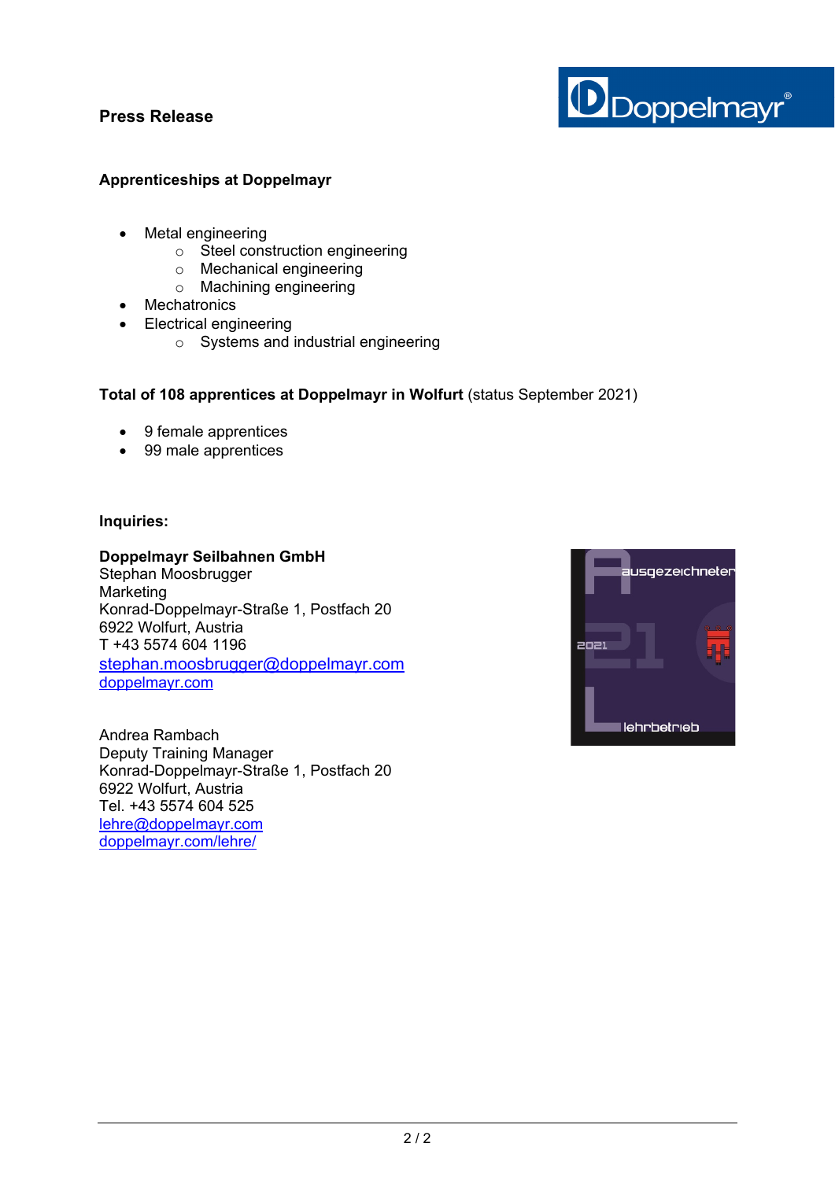**Press Release**

**Apprenticeships at Doppelmayr**

- Metal engineering
  - Steel construction engineering
  - Mechanical engineering
  - Machining engineering
- Mechatronics
- Electrical engineering
  - Systems and industrial engineering

**Total of 108 apprentices at Doppelmayr in Wolfurt** (status September 2021)

- 9 female apprentices
- 99 male apprentices

**Inquiries:**

**Doppelmayr Seilbahnen GmbH**
Stephan Moosbrugger
Marketing
Konrad-Doppelmayr-Straße 1, Postfach 20
6922 Wolfurt, Austria
T +43 5574 604 1196
stephan.moosbrugger@doppelmayr.com
doppelmayr.com

Andrea Rambach
Deputy Training Manager
Konrad-Doppelmayr-Straße 1, Postfach 20
6922 Wolfurt, Austria
Tel. +43 5574 604 525
lehre@doppelmayr.com
doppelmayr.com/lehre/